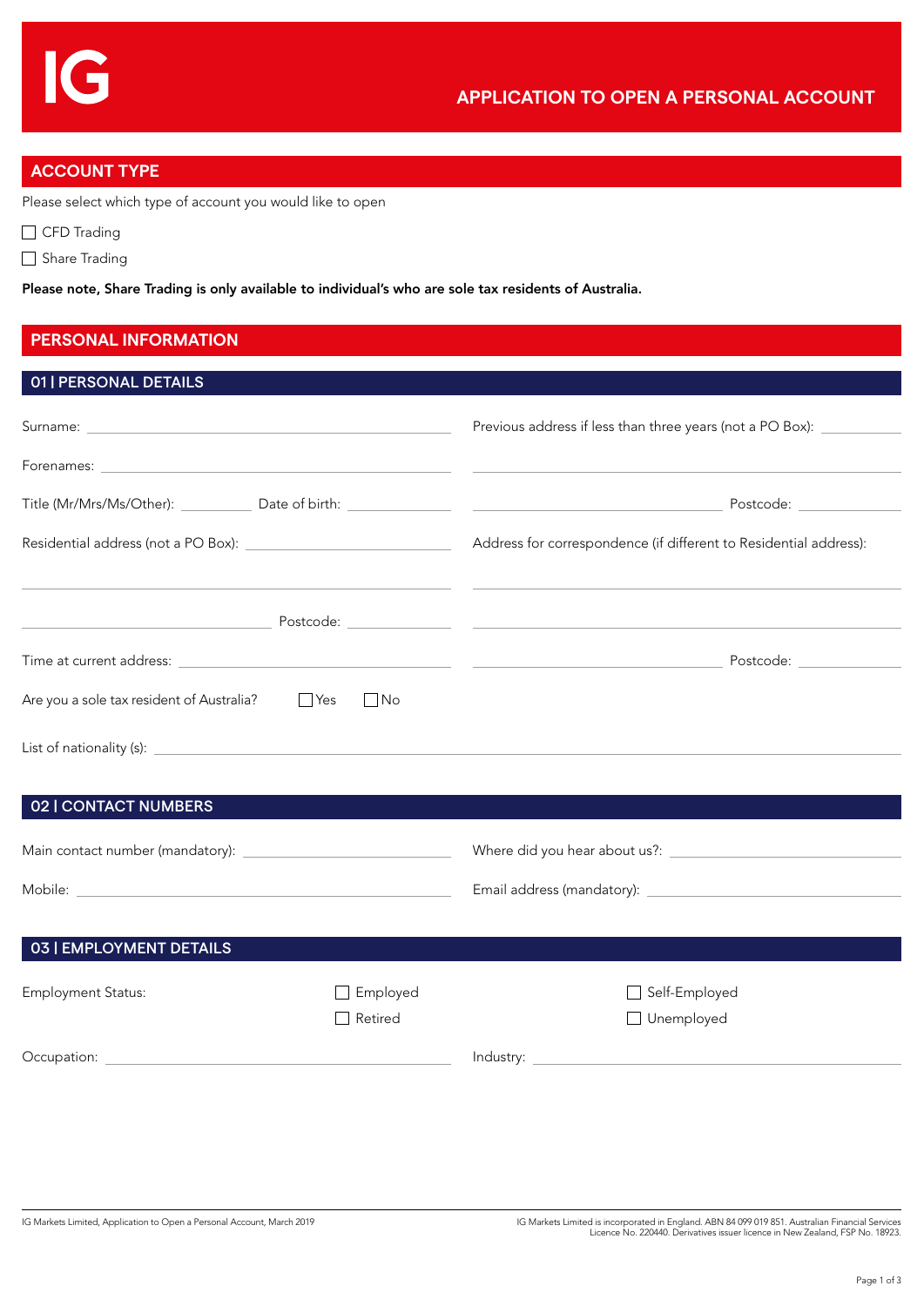IG

# APPLICATION TO OPEN A PERSONAL ACCOUNT

## ACCOUNT TYPE

Please select which type of account you would like to open

☐ CFD Trading

☐ Share Trading

**Please note, Share Trading is only available to individual's who are sole tax residents of Australia.**

## PERSONAL INFORMATION

### 01 | PERSONAL DETAILS

Surname: ______________________

Forenames: ______________________

Title (Mr/Mrs/Ms/Other): __________ Date of birth: __________

Residential address (not a PO Box): ______________________

______________________

______________________ Postcode: __________

Time at current address: ______________________

Are you a sole tax resident of Australia? ☐ Yes ☐ No

Previous address if less than three years (not a PO Box): __________

______________________

______________________ Postcode: __________

Address for correspondence (if different to Residential address):

______________________

______________________

______________________ Postcode: __________

List of nationality (s): ______________________

### 02 | CONTACT NUMBERS

Main contact number (mandatory): ______________________

Mobile: ______________________

Where did you hear about us?: ______________________

Email address (mandatory): ______________________

### 03 | EMPLOYMENT DETAILS

Employment Status: ☐ Employed ☐ Self-Employed ☐ Retired ☐ Unemployed

Occupation: ______________________

Industry: ______________________

IG Markets Limited, Application to Open a Personal Account, March 2019

IG Markets Limited is incorporated in England. ABN 84 099 019 851. Australian Financial Services Licence No. 220440. Derivatives issuer licence in New Zealand, FSP No. 18923.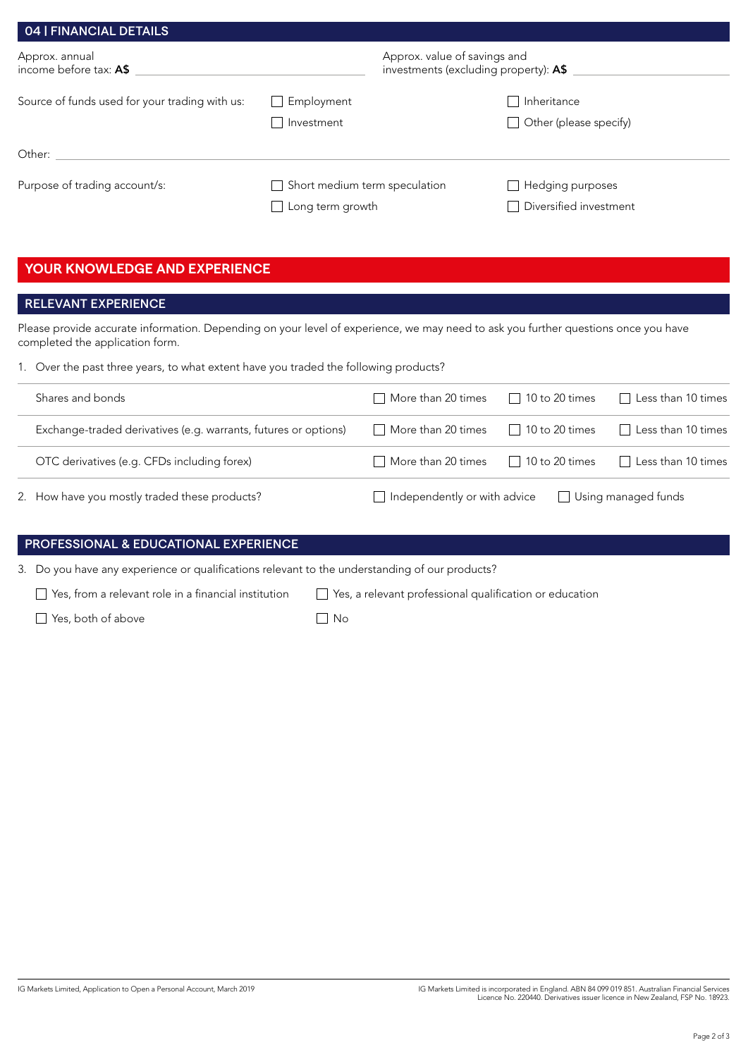## 04 | FINANCIAL DETAILS

Approx. annual income before tax: **A$** \_\_\_\_\_\_\_\_\_\_\_\_\_\_\_\_\_\_\_\_

Approx. value of savings and investments (excluding property): **A$** \_\_\_\_\_\_\_\_\_\_\_\_\_\_\_\_\_\_\_\_

Source of funds used for your trading with us:

- ☐ Employment
- ☐ Inheritance
- ☐ Investment
- ☐ Other (please specify)

Other: \_\_\_\_\_\_\_\_\_\_\_\_\_\_\_\_\_\_\_\_

Purpose of trading account/s:

- ☐ Short medium term speculation
- ☐ Hedging purposes
- ☐ Long term growth
- ☐ Diversified investment

## YOUR KNOWLEDGE AND EXPERIENCE

### RELEVANT EXPERIENCE

Please provide accurate information. Depending on your level of experience, we may need to ask you further questions once you have completed the application form.

1. Over the past three years, to what extent have you traded the following products?

| Product | | | |
|---|---|---|---|
| Shares and bonds | ☐ More than 20 times | ☐ 10 to 20 times | ☐ Less than 10 times |
| Exchange-traded derivatives (e.g. warrants, futures or options) | ☐ More than 20 times | ☐ 10 to 20 times | ☐ Less than 10 times |
| OTC derivatives (e.g. CFDs including forex) | ☐ More than 20 times | ☐ 10 to 20 times | ☐ Less than 10 times |

2. How have you mostly traded these products?   ☐ Independently or with advice   ☐ Using managed funds

### PROFESSIONAL & EDUCATIONAL EXPERIENCE

3. Do you have any experience or qualifications relevant to the understanding of our products?

- ☐ Yes, from a relevant role in a financial institution
- ☐ Yes, a relevant professional qualification or education
- ☐ Yes, both of above
- ☐ No

IG Markets Limited, Application to Open a Personal Account, March 2019

IG Markets Limited is incorporated in England. ABN 84 099 019 851. Australian Financial Services Licence No. 220440. Derivatives issuer licence in New Zealand, FSP No. 18923.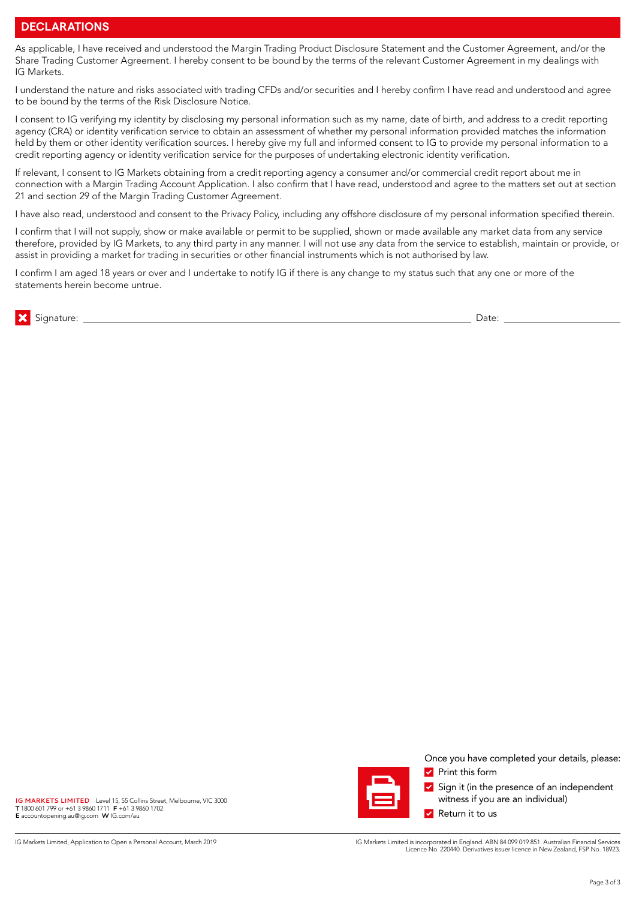## DECLARATIONS

As applicable, I have received and understood the Margin Trading Product Disclosure Statement and the Customer Agreement, and/or the Share Trading Customer Agreement. I hereby consent to be bound by the terms of the relevant Customer Agreement in my dealings with IG Markets.

I understand the nature and risks associated with trading CFDs and/or securities and I hereby confirm I have read and understood and agree to be bound by the terms of the Risk Disclosure Notice.

I consent to IG verifying my identity by disclosing my personal information such as my name, date of birth, and address to a credit reporting agency (CRA) or identity verification service to obtain an assessment of whether my personal information provided matches the information held by them or other identity verification sources. I hereby give my full and informed consent to IG to provide my personal information to a credit reporting agency or identity verification service for the purposes of undertaking electronic identity verification.

If relevant, I consent to IG Markets obtaining from a credit reporting agency a consumer and/or commercial credit report about me in connection with a Margin Trading Account Application. I also confirm that I have read, understood and agree to the matters set out at section 21 and section 29 of the Margin Trading Customer Agreement.

I have also read, understood and consent to the Privacy Policy, including any offshore disclosure of my personal information specified therein.

I confirm that I will not supply, show or make available or permit to be supplied, shown or made available any market data from any service therefore, provided by IG Markets, to any third party in any manner. I will not use any data from the service to establish, maintain or provide, or assist in providing a market for trading in securities or other financial instruments which is not authorised by law.

I confirm I am aged 18 years or over and I undertake to notify IG if there is any change to my status such that any one or more of the statements herein become untrue.

Signature: ______________________________ Date: ______________

Once you have completed your details, please:

- Print this form
- Sign it (in the presence of an independent witness if you are an individual)
- Return it to us

**IG MARKETS LIMITED** Level 15, 55 Collins Street, Melbourne, VIC 3000
**T** 1800 601 799 or +61 3 9860 1711 **F** +61 3 9860 1702
**E** accountopening.au@ig.com **W** IG.com/au

IG Markets Limited, Application to Open a Personal Account, March 2019

IG Markets Limited is incorporated in England. ABN 84 099 019 851. Australian Financial Services Licence No. 220440. Derivatives issuer licence in New Zealand, FSP No. 18923.